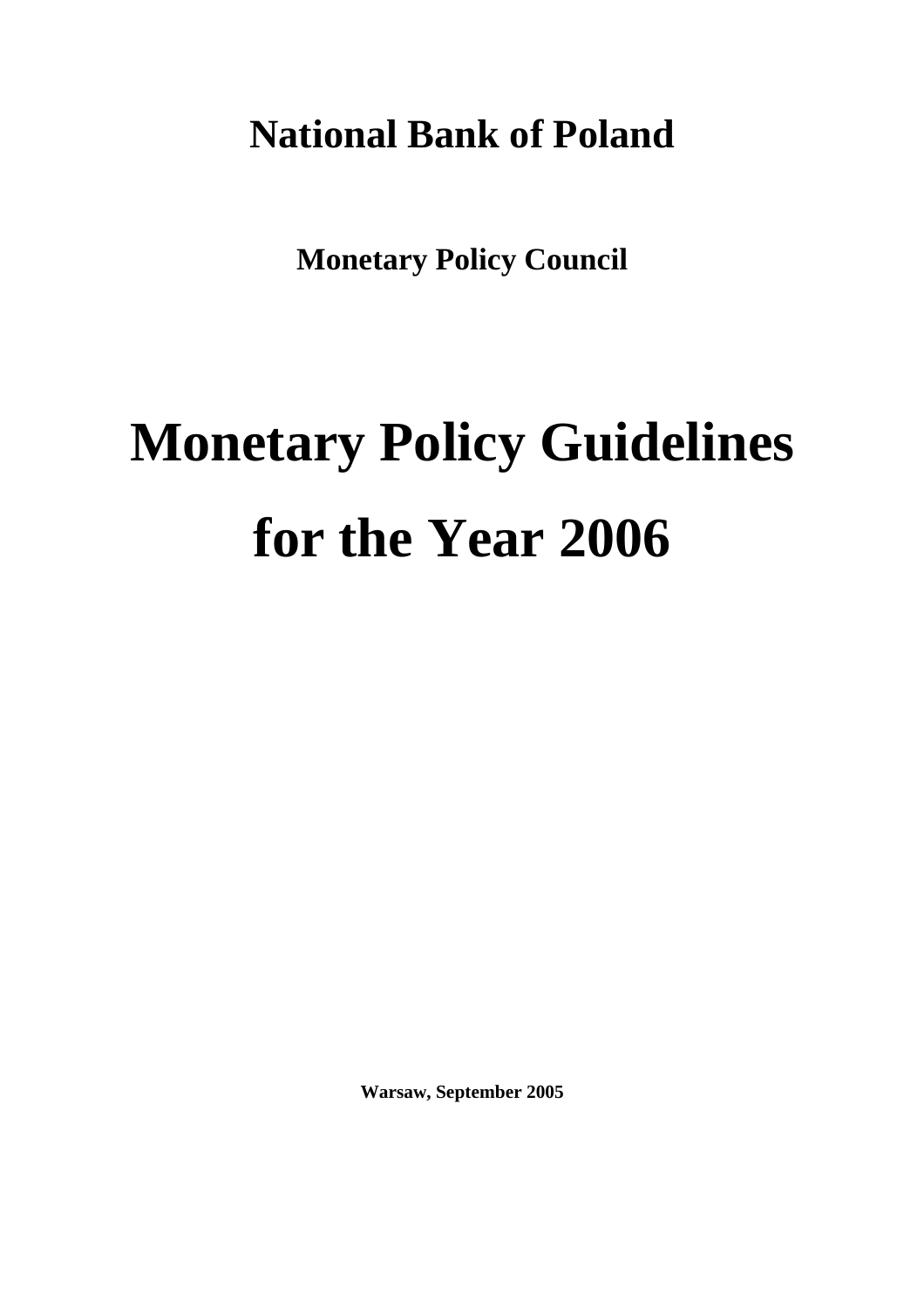**National Bank of Poland**

**Monetary Policy Council**

# Monetary Policy Guidelines for the Year 2006

**Warsaw, September 2005**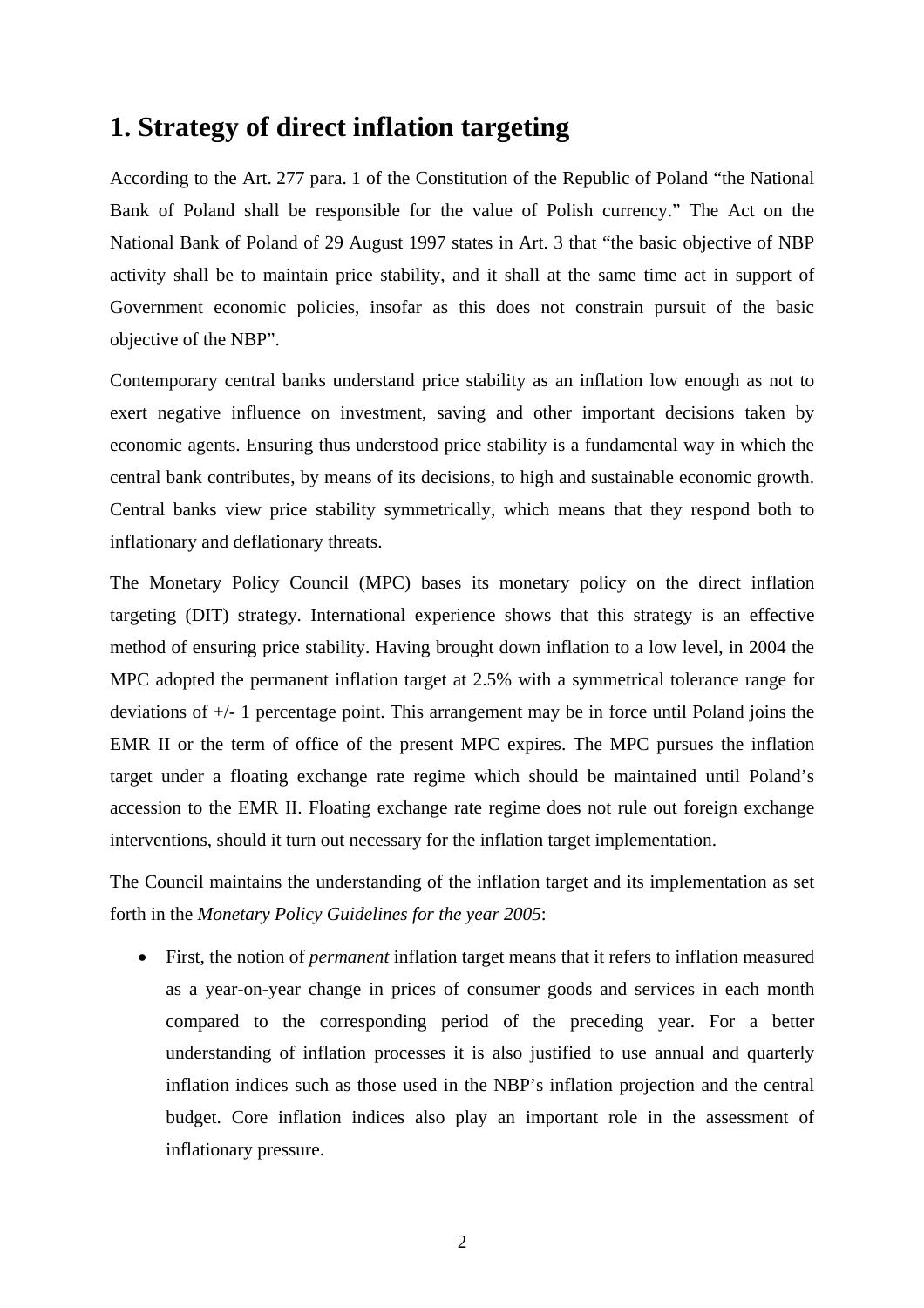# 1. Strategy of direct inflation targeting

According to the Art. 277 para. 1 of the Constitution of the Republic of Poland "the National Bank of Poland shall be responsible for the value of Polish currency." The Act on the National Bank of Poland of 29 August 1997 states in Art. 3 that "the basic objective of NBP activity shall be to maintain price stability, and it shall at the same time act in support of Government economic policies, insofar as this does not constrain pursuit of the basic objective of the NBP".

Contemporary central banks understand price stability as an inflation low enough as not to exert negative influence on investment, saving and other important decisions taken by economic agents. Ensuring thus understood price stability is a fundamental way in which the central bank contributes, by means of its decisions, to high and sustainable economic growth. Central banks view price stability symmetrically, which means that they respond both to inflationary and deflationary threats.

The Monetary Policy Council (MPC) bases its monetary policy on the direct inflation targeting (DIT) strategy. International experience shows that this strategy is an effective method of ensuring price stability. Having brought down inflation to a low level, in 2004 the MPC adopted the permanent inflation target at 2.5% with a symmetrical tolerance range for deviations of +/- 1 percentage point. This arrangement may be in force until Poland joins the EMR II or the term of office of the present MPC expires. The MPC pursues the inflation target under a floating exchange rate regime which should be maintained until Poland's accession to the EMR II. Floating exchange rate regime does not rule out foreign exchange interventions, should it turn out necessary for the inflation target implementation.

The Council maintains the understanding of the inflation target and its implementation as set forth in the *Monetary Policy Guidelines for the year 2005*:

- First, the notion of *permanent* inflation target means that it refers to inflation measured as a year-on-year change in prices of consumer goods and services in each month compared to the corresponding period of the preceding year. For a better understanding of inflation processes it is also justified to use annual and quarterly inflation indices such as those used in the NBP's inflation projection and the central budget. Core inflation indices also play an important role in the assessment of inflationary pressure.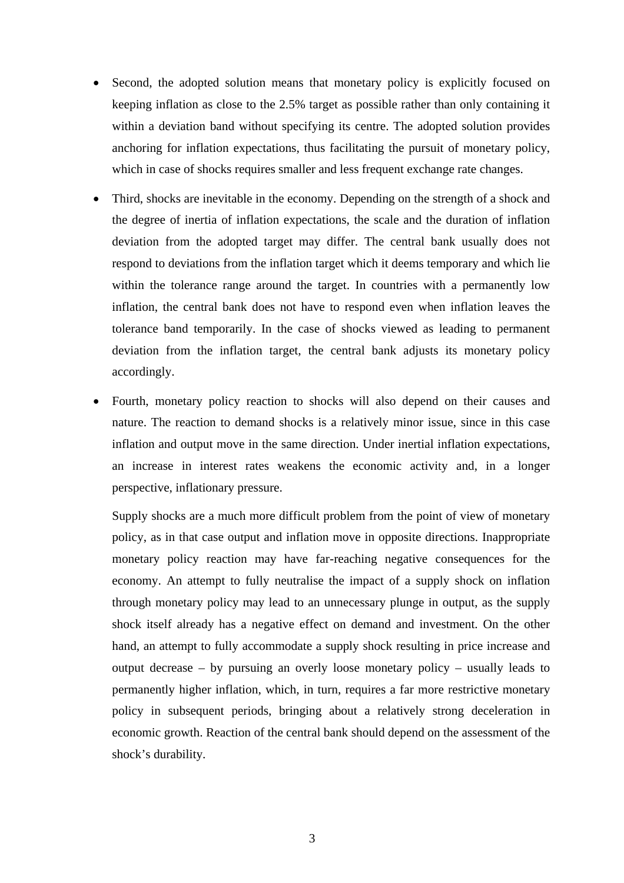- Second, the adopted solution means that monetary policy is explicitly focused on keeping inflation as close to the 2.5% target as possible rather than only containing it within a deviation band without specifying its centre. The adopted solution provides anchoring for inflation expectations, thus facilitating the pursuit of monetary policy, which in case of shocks requires smaller and less frequent exchange rate changes.

- Third, shocks are inevitable in the economy. Depending on the strength of a shock and the degree of inertia of inflation expectations, the scale and the duration of inflation deviation from the adopted target may differ. The central bank usually does not respond to deviations from the inflation target which it deems temporary and which lie within the tolerance range around the target. In countries with a permanently low inflation, the central bank does not have to respond even when inflation leaves the tolerance band temporarily. In the case of shocks viewed as leading to permanent deviation from the inflation target, the central bank adjusts its monetary policy accordingly.

- Fourth, monetary policy reaction to shocks will also depend on their causes and nature. The reaction to demand shocks is a relatively minor issue, since in this case inflation and output move in the same direction. Under inertial inflation expectations, an increase in interest rates weakens the economic activity and, in a longer perspective, inflationary pressure.

  Supply shocks are a much more difficult problem from the point of view of monetary policy, as in that case output and inflation move in opposite directions. Inappropriate monetary policy reaction may have far-reaching negative consequences for the economy. An attempt to fully neutralise the impact of a supply shock on inflation through monetary policy may lead to an unnecessary plunge in output, as the supply shock itself already has a negative effect on demand and investment. On the other hand, an attempt to fully accommodate a supply shock resulting in price increase and output decrease – by pursuing an overly loose monetary policy – usually leads to permanently higher inflation, which, in turn, requires a far more restrictive monetary policy in subsequent periods, bringing about a relatively strong deceleration in economic growth. Reaction of the central bank should depend on the assessment of the shock's durability.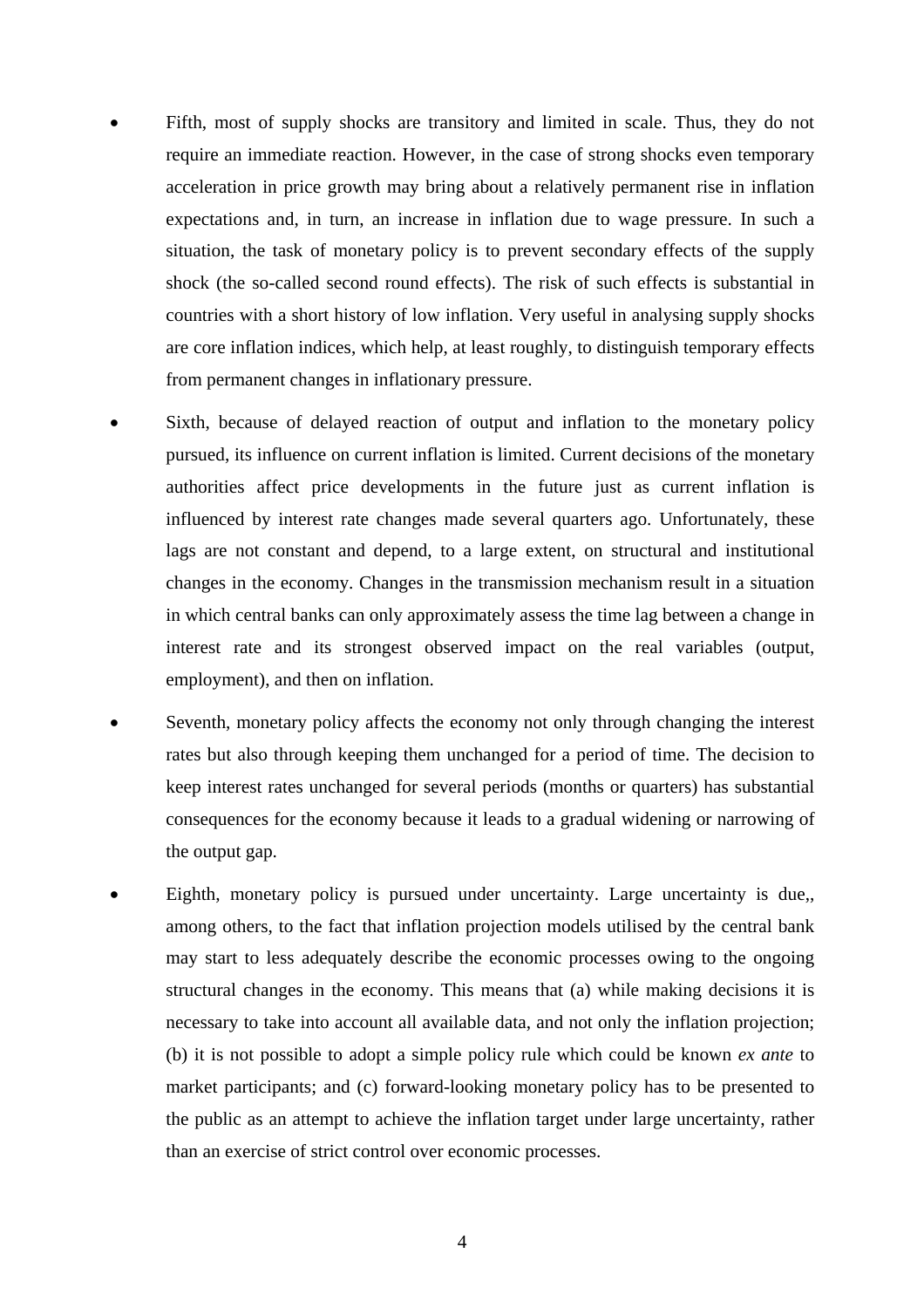- Fifth, most of supply shocks are transitory and limited in scale. Thus, they do not require an immediate reaction. However, in the case of strong shocks even temporary acceleration in price growth may bring about a relatively permanent rise in inflation expectations and, in turn, an increase in inflation due to wage pressure. In such a situation, the task of monetary policy is to prevent secondary effects of the supply shock (the so-called second round effects). The risk of such effects is substantial in countries with a short history of low inflation. Very useful in analysing supply shocks are core inflation indices, which help, at least roughly, to distinguish temporary effects from permanent changes in inflationary pressure.

- Sixth, because of delayed reaction of output and inflation to the monetary policy pursued, its influence on current inflation is limited. Current decisions of the monetary authorities affect price developments in the future just as current inflation is influenced by interest rate changes made several quarters ago. Unfortunately, these lags are not constant and depend, to a large extent, on structural and institutional changes in the economy. Changes in the transmission mechanism result in a situation in which central banks can only approximately assess the time lag between a change in interest rate and its strongest observed impact on the real variables (output, employment), and then on inflation.

- Seventh, monetary policy affects the economy not only through changing the interest rates but also through keeping them unchanged for a period of time. The decision to keep interest rates unchanged for several periods (months or quarters) has substantial consequences for the economy because it leads to a gradual widening or narrowing of the output gap.

- Eighth, monetary policy is pursued under uncertainty. Large uncertainty is due,, among others, to the fact that inflation projection models utilised by the central bank may start to less adequately describe the economic processes owing to the ongoing structural changes in the economy. This means that (a) while making decisions it is necessary to take into account all available data, and not only the inflation projection; (b) it is not possible to adopt a simple policy rule which could be known *ex ante* to market participants; and (c) forward-looking monetary policy has to be presented to the public as an attempt to achieve the inflation target under large uncertainty, rather than an exercise of strict control over economic processes.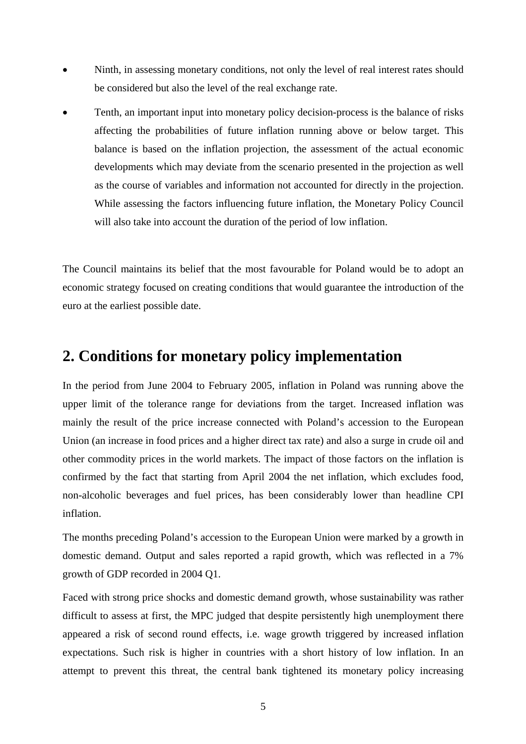- Ninth, in assessing monetary conditions, not only the level of real interest rates should be considered but also the level of the real exchange rate.
- Tenth, an important input into monetary policy decision-process is the balance of risks affecting the probabilities of future inflation running above or below target. This balance is based on the inflation projection, the assessment of the actual economic developments which may deviate from the scenario presented in the projection as well as the course of variables and information not accounted for directly in the projection. While assessing the factors influencing future inflation, the Monetary Policy Council will also take into account the duration of the period of low inflation.

The Council maintains its belief that the most favourable for Poland would be to adopt an economic strategy focused on creating conditions that would guarantee the introduction of the euro at the earliest possible date.

## 2. Conditions for monetary policy implementation

In the period from June 2004 to February 2005, inflation in Poland was running above the upper limit of the tolerance range for deviations from the target. Increased inflation was mainly the result of the price increase connected with Poland's accession to the European Union (an increase in food prices and a higher direct tax rate) and also a surge in crude oil and other commodity prices in the world markets. The impact of those factors on the inflation is confirmed by the fact that starting from April 2004 the net inflation, which excludes food, non-alcoholic beverages and fuel prices, has been considerably lower than headline CPI inflation.

The months preceding Poland's accession to the European Union were marked by a growth in domestic demand. Output and sales reported a rapid growth, which was reflected in a 7% growth of GDP recorded in 2004 Q1.

Faced with strong price shocks and domestic demand growth, whose sustainability was rather difficult to assess at first, the MPC judged that despite persistently high unemployment there appeared a risk of second round effects, i.e. wage growth triggered by increased inflation expectations. Such risk is higher in countries with a short history of low inflation. In an attempt to prevent this threat, the central bank tightened its monetary policy increasing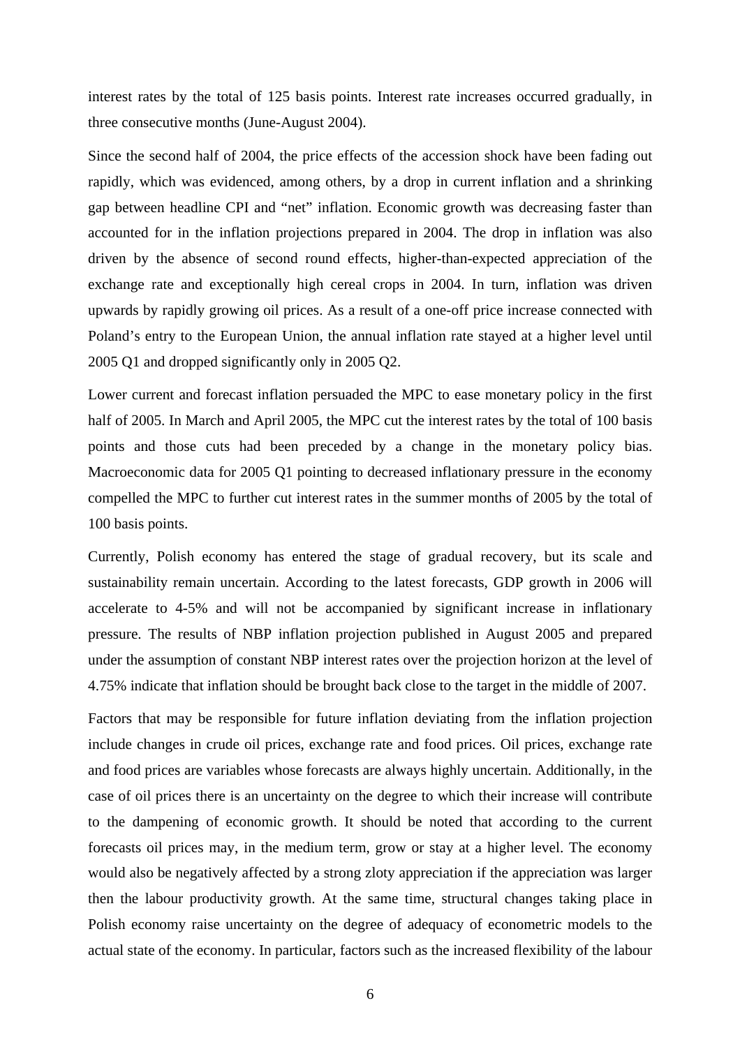interest rates by the total of 125 basis points. Interest rate increases occurred gradually, in three consecutive months (June-August 2004).

Since the second half of 2004, the price effects of the accession shock have been fading out rapidly, which was evidenced, among others, by a drop in current inflation and a shrinking gap between headline CPI and "net" inflation. Economic growth was decreasing faster than accounted for in the inflation projections prepared in 2004. The drop in inflation was also driven by the absence of second round effects, higher-than-expected appreciation of the exchange rate and exceptionally high cereal crops in 2004. In turn, inflation was driven upwards by rapidly growing oil prices. As a result of a one-off price increase connected with Poland's entry to the European Union, the annual inflation rate stayed at a higher level until 2005 Q1 and dropped significantly only in 2005 Q2.

Lower current and forecast inflation persuaded the MPC to ease monetary policy in the first half of 2005. In March and April 2005, the MPC cut the interest rates by the total of 100 basis points and those cuts had been preceded by a change in the monetary policy bias. Macroeconomic data for 2005 Q1 pointing to decreased inflationary pressure in the economy compelled the MPC to further cut interest rates in the summer months of 2005 by the total of 100 basis points.

Currently, Polish economy has entered the stage of gradual recovery, but its scale and sustainability remain uncertain. According to the latest forecasts, GDP growth in 2006 will accelerate to 4-5% and will not be accompanied by significant increase in inflationary pressure. The results of NBP inflation projection published in August 2005 and prepared under the assumption of constant NBP interest rates over the projection horizon at the level of 4.75% indicate that inflation should be brought back close to the target in the middle of 2007.

Factors that may be responsible for future inflation deviating from the inflation projection include changes in crude oil prices, exchange rate and food prices. Oil prices, exchange rate and food prices are variables whose forecasts are always highly uncertain. Additionally, in the case of oil prices there is an uncertainty on the degree to which their increase will contribute to the dampening of economic growth. It should be noted that according to the current forecasts oil prices may, in the medium term, grow or stay at a higher level. The economy would also be negatively affected by a strong zloty appreciation if the appreciation was larger then the labour productivity growth. At the same time, structural changes taking place in Polish economy raise uncertainty on the degree of adequacy of econometric models to the actual state of the economy. In particular, factors such as the increased flexibility of the labour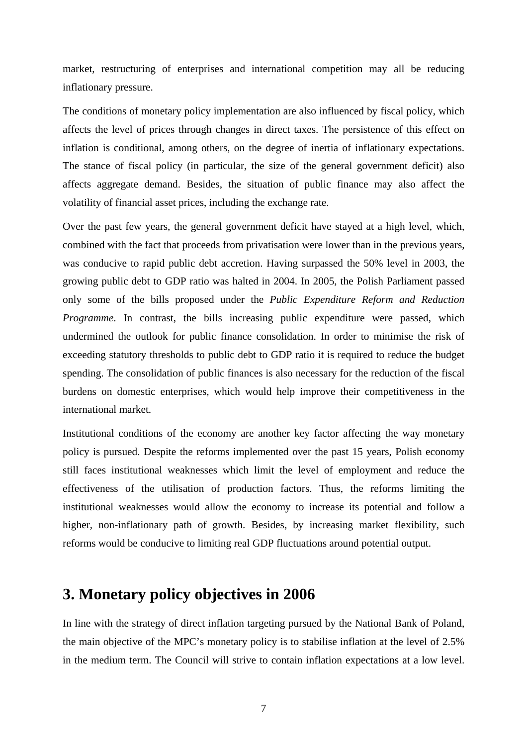market, restructuring of enterprises and international competition may all be reducing inflationary pressure.

The conditions of monetary policy implementation are also influenced by fiscal policy, which affects the level of prices through changes in direct taxes. The persistence of this effect on inflation is conditional, among others, on the degree of inertia of inflationary expectations. The stance of fiscal policy (in particular, the size of the general government deficit) also affects aggregate demand. Besides, the situation of public finance may also affect the volatility of financial asset prices, including the exchange rate.

Over the past few years, the general government deficit have stayed at a high level, which, combined with the fact that proceeds from privatisation were lower than in the previous years, was conducive to rapid public debt accretion. Having surpassed the 50% level in 2003, the growing public debt to GDP ratio was halted in 2004. In 2005, the Polish Parliament passed only some of the bills proposed under the *Public Expenditure Reform and Reduction Programme*. In contrast, the bills increasing public expenditure were passed, which undermined the outlook for public finance consolidation. In order to minimise the risk of exceeding statutory thresholds to public debt to GDP ratio it is required to reduce the budget spending. The consolidation of public finances is also necessary for the reduction of the fiscal burdens on domestic enterprises, which would help improve their competitiveness in the international market.

Institutional conditions of the economy are another key factor affecting the way monetary policy is pursued. Despite the reforms implemented over the past 15 years, Polish economy still faces institutional weaknesses which limit the level of employment and reduce the effectiveness of the utilisation of production factors. Thus, the reforms limiting the institutional weaknesses would allow the economy to increase its potential and follow a higher, non-inflationary path of growth. Besides, by increasing market flexibility, such reforms would be conducive to limiting real GDP fluctuations around potential output.

## 3. Monetary policy objectives in 2006

In line with the strategy of direct inflation targeting pursued by the National Bank of Poland, the main objective of the MPC's monetary policy is to stabilise inflation at the level of 2.5% in the medium term. The Council will strive to contain inflation expectations at a low level.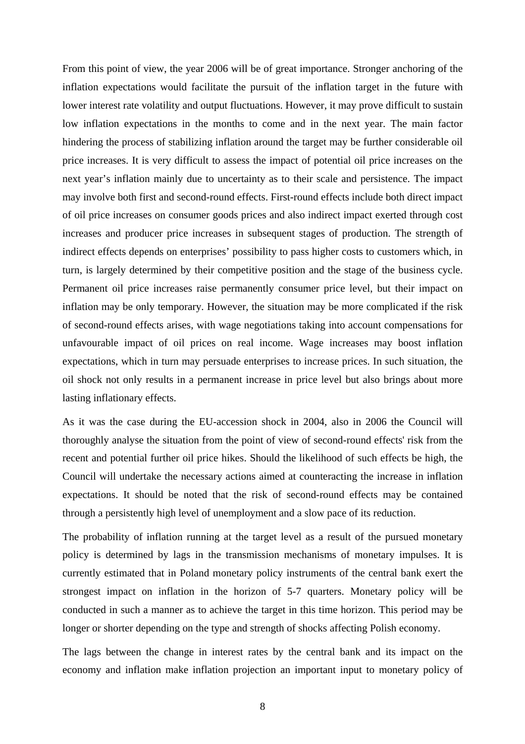From this point of view, the year 2006 will be of great importance. Stronger anchoring of the inflation expectations would facilitate the pursuit of the inflation target in the future with lower interest rate volatility and output fluctuations. However, it may prove difficult to sustain low inflation expectations in the months to come and in the next year. The main factor hindering the process of stabilizing inflation around the target may be further considerable oil price increases. It is very difficult to assess the impact of potential oil price increases on the next year's inflation mainly due to uncertainty as to their scale and persistence. The impact may involve both first and second-round effects. First-round effects include both direct impact of oil price increases on consumer goods prices and also indirect impact exerted through cost increases and producer price increases in subsequent stages of production. The strength of indirect effects depends on enterprises' possibility to pass higher costs to customers which, in turn, is largely determined by their competitive position and the stage of the business cycle. Permanent oil price increases raise permanently consumer price level, but their impact on inflation may be only temporary. However, the situation may be more complicated if the risk of second-round effects arises, with wage negotiations taking into account compensations for unfavourable impact of oil prices on real income. Wage increases may boost inflation expectations, which in turn may persuade enterprises to increase prices. In such situation, the oil shock not only results in a permanent increase in price level but also brings about more lasting inflationary effects.

As it was the case during the EU-accession shock in 2004, also in 2006 the Council will thoroughly analyse the situation from the point of view of second-round effects' risk from the recent and potential further oil price hikes. Should the likelihood of such effects be high, the Council will undertake the necessary actions aimed at counteracting the increase in inflation expectations. It should be noted that the risk of second-round effects may be contained through a persistently high level of unemployment and a slow pace of its reduction.

The probability of inflation running at the target level as a result of the pursued monetary policy is determined by lags in the transmission mechanisms of monetary impulses. It is currently estimated that in Poland monetary policy instruments of the central bank exert the strongest impact on inflation in the horizon of 5-7 quarters. Monetary policy will be conducted in such a manner as to achieve the target in this time horizon. This period may be longer or shorter depending on the type and strength of shocks affecting Polish economy.

The lags between the change in interest rates by the central bank and its impact on the economy and inflation make inflation projection an important input to monetary policy of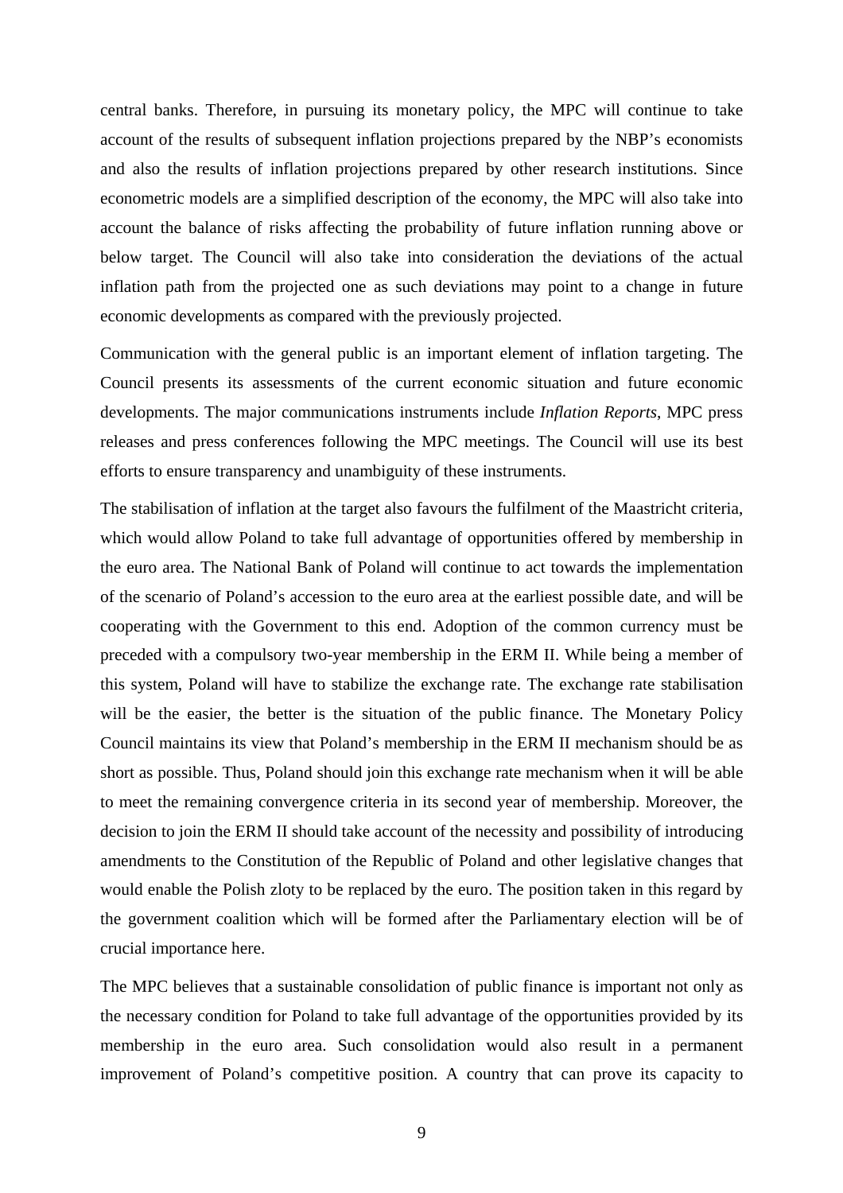central banks. Therefore, in pursuing its monetary policy, the MPC will continue to take account of the results of subsequent inflation projections prepared by the NBP's economists and also the results of inflation projections prepared by other research institutions. Since econometric models are a simplified description of the economy, the MPC will also take into account the balance of risks affecting the probability of future inflation running above or below target. The Council will also take into consideration the deviations of the actual inflation path from the projected one as such deviations may point to a change in future economic developments as compared with the previously projected.

Communication with the general public is an important element of inflation targeting. The Council presents its assessments of the current economic situation and future economic developments. The major communications instruments include *Inflation Reports*, MPC press releases and press conferences following the MPC meetings. The Council will use its best efforts to ensure transparency and unambiguity of these instruments.

The stabilisation of inflation at the target also favours the fulfilment of the Maastricht criteria, which would allow Poland to take full advantage of opportunities offered by membership in the euro area. The National Bank of Poland will continue to act towards the implementation of the scenario of Poland's accession to the euro area at the earliest possible date, and will be cooperating with the Government to this end. Adoption of the common currency must be preceded with a compulsory two-year membership in the ERM II. While being a member of this system, Poland will have to stabilize the exchange rate. The exchange rate stabilisation will be the easier, the better is the situation of the public finance. The Monetary Policy Council maintains its view that Poland's membership in the ERM II mechanism should be as short as possible. Thus, Poland should join this exchange rate mechanism when it will be able to meet the remaining convergence criteria in its second year of membership. Moreover, the decision to join the ERM II should take account of the necessity and possibility of introducing amendments to the Constitution of the Republic of Poland and other legislative changes that would enable the Polish zloty to be replaced by the euro. The position taken in this regard by the government coalition which will be formed after the Parliamentary election will be of crucial importance here.

The MPC believes that a sustainable consolidation of public finance is important not only as the necessary condition for Poland to take full advantage of the opportunities provided by its membership in the euro area. Such consolidation would also result in a permanent improvement of Poland's competitive position. A country that can prove its capacity to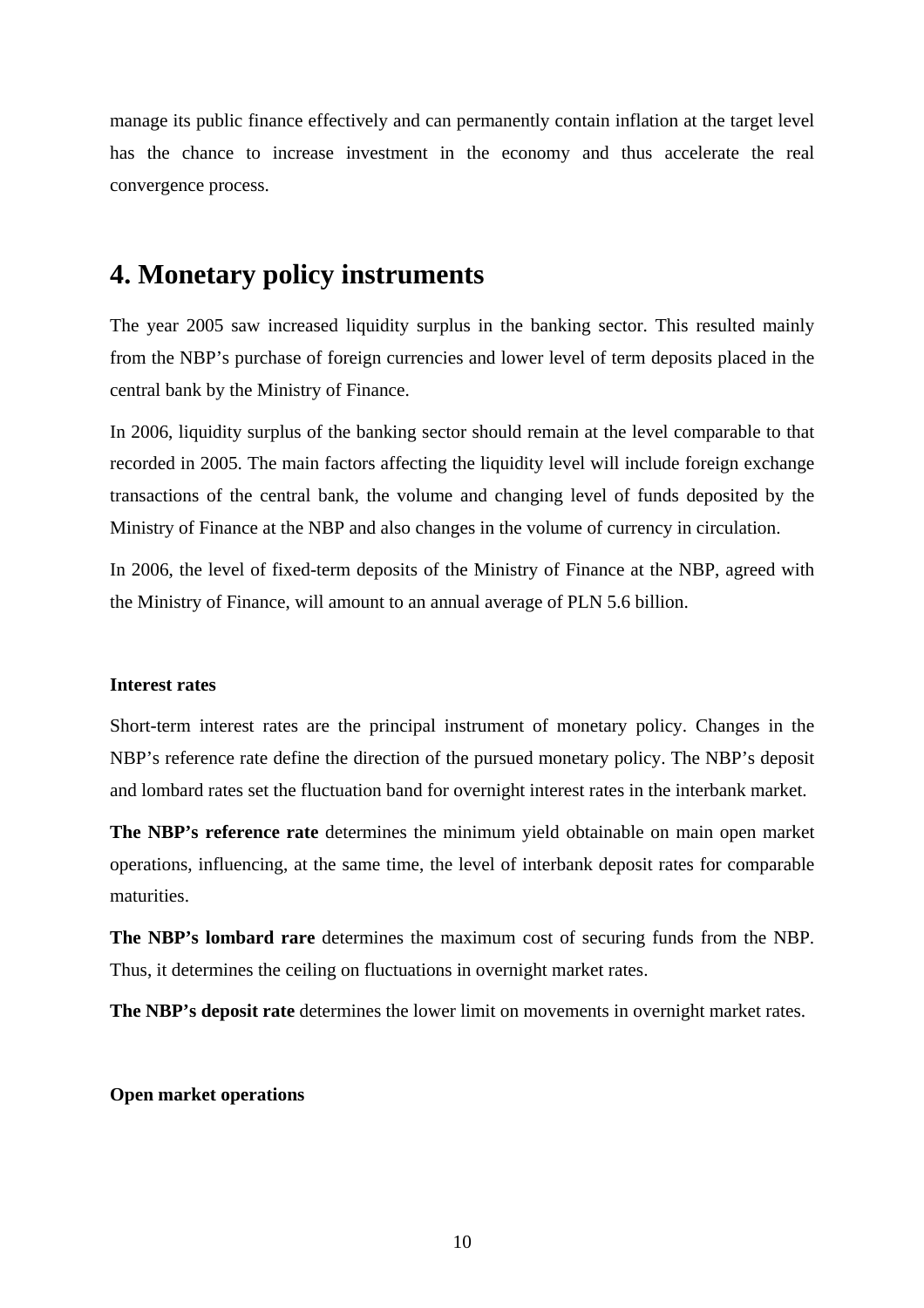manage its public finance effectively and can permanently contain inflation at the target level has the chance to increase investment in the economy and thus accelerate the real convergence process.

# 4. Monetary policy instruments

The year 2005 saw increased liquidity surplus in the banking sector. This resulted mainly from the NBP's purchase of foreign currencies and lower level of term deposits placed in the central bank by the Ministry of Finance.

In 2006, liquidity surplus of the banking sector should remain at the level comparable to that recorded in 2005. The main factors affecting the liquidity level will include foreign exchange transactions of the central bank, the volume and changing level of funds deposited by the Ministry of Finance at the NBP and also changes in the volume of currency in circulation.

In 2006, the level of fixed-term deposits of the Ministry of Finance at the NBP, agreed with the Ministry of Finance, will amount to an annual average of PLN 5.6 billion.

**Interest rates**

Short-term interest rates are the principal instrument of monetary policy. Changes in the NBP's reference rate define the direction of the pursued monetary policy. The NBP's deposit and lombard rates set the fluctuation band for overnight interest rates in the interbank market.

**The NBP's reference rate** determines the minimum yield obtainable on main open market operations, influencing, at the same time, the level of interbank deposit rates for comparable maturities.

**The NBP's lombard rare** determines the maximum cost of securing funds from the NBP. Thus, it determines the ceiling on fluctuations in overnight market rates.

**The NBP's deposit rate** determines the lower limit on movements in overnight market rates.

**Open market operations**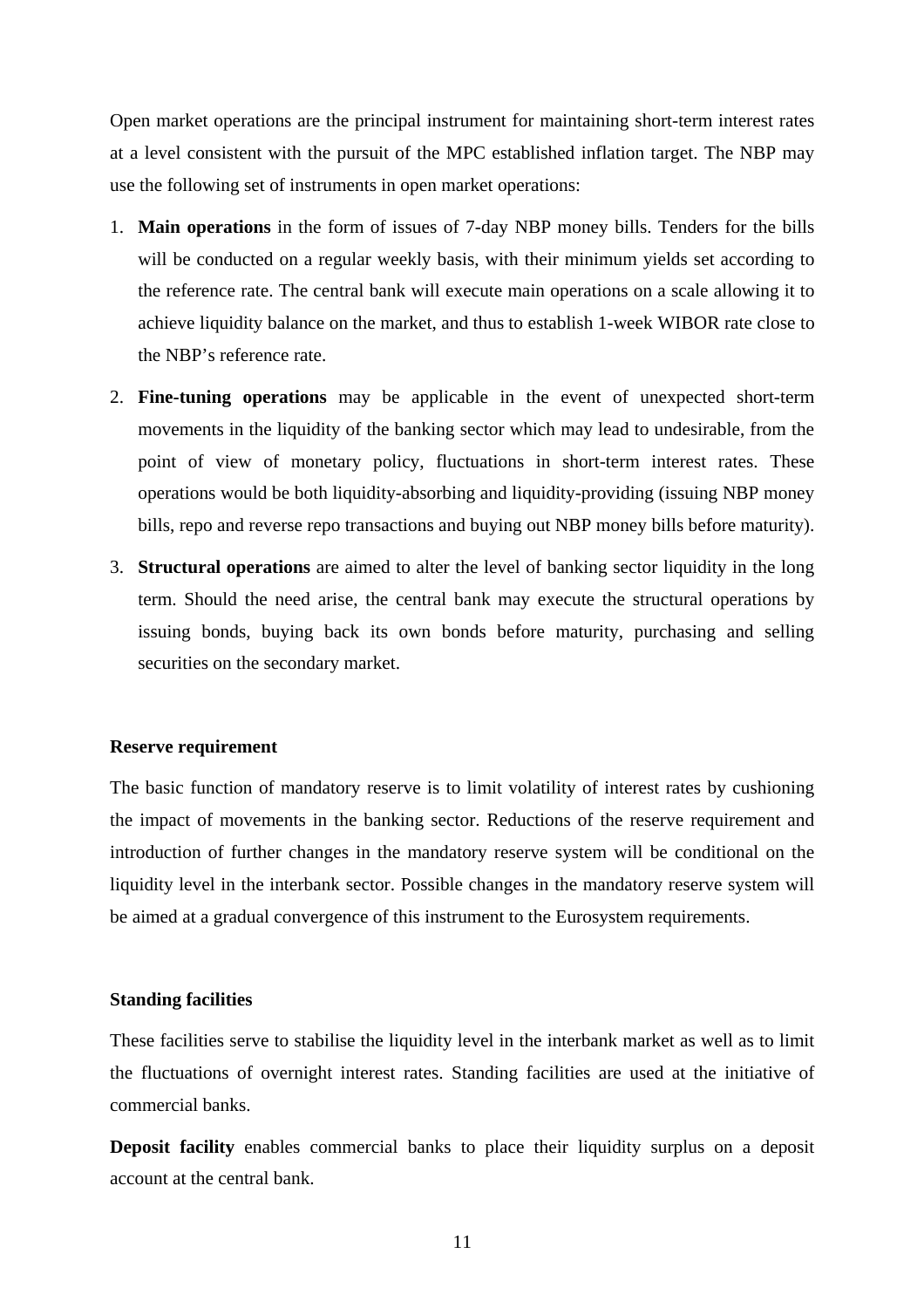Open market operations are the principal instrument for maintaining short-term interest rates at a level consistent with the pursuit of the MPC established inflation target. The NBP may use the following set of instruments in open market operations:

1. **Main operations** in the form of issues of 7-day NBP money bills. Tenders for the bills will be conducted on a regular weekly basis, with their minimum yields set according to the reference rate. The central bank will execute main operations on a scale allowing it to achieve liquidity balance on the market, and thus to establish 1-week WIBOR rate close to the NBP's reference rate.
2. **Fine-tuning operations** may be applicable in the event of unexpected short-term movements in the liquidity of the banking sector which may lead to undesirable, from the point of view of monetary policy, fluctuations in short-term interest rates. These operations would be both liquidity-absorbing and liquidity-providing (issuing NBP money bills, repo and reverse repo transactions and buying out NBP money bills before maturity).
3. **Structural operations** are aimed to alter the level of banking sector liquidity in the long term. Should the need arise, the central bank may execute the structural operations by issuing bonds, buying back its own bonds before maturity, purchasing and selling securities on the secondary market.

**Reserve requirement**

The basic function of mandatory reserve is to limit volatility of interest rates by cushioning the impact of movements in the banking sector. Reductions of the reserve requirement and introduction of further changes in the mandatory reserve system will be conditional on the liquidity level in the interbank sector. Possible changes in the mandatory reserve system will be aimed at a gradual convergence of this instrument to the Eurosystem requirements.

**Standing facilities**

These facilities serve to stabilise the liquidity level in the interbank market as well as to limit the fluctuations of overnight interest rates. Standing facilities are used at the initiative of commercial banks.

**Deposit facility** enables commercial banks to place their liquidity surplus on a deposit account at the central bank.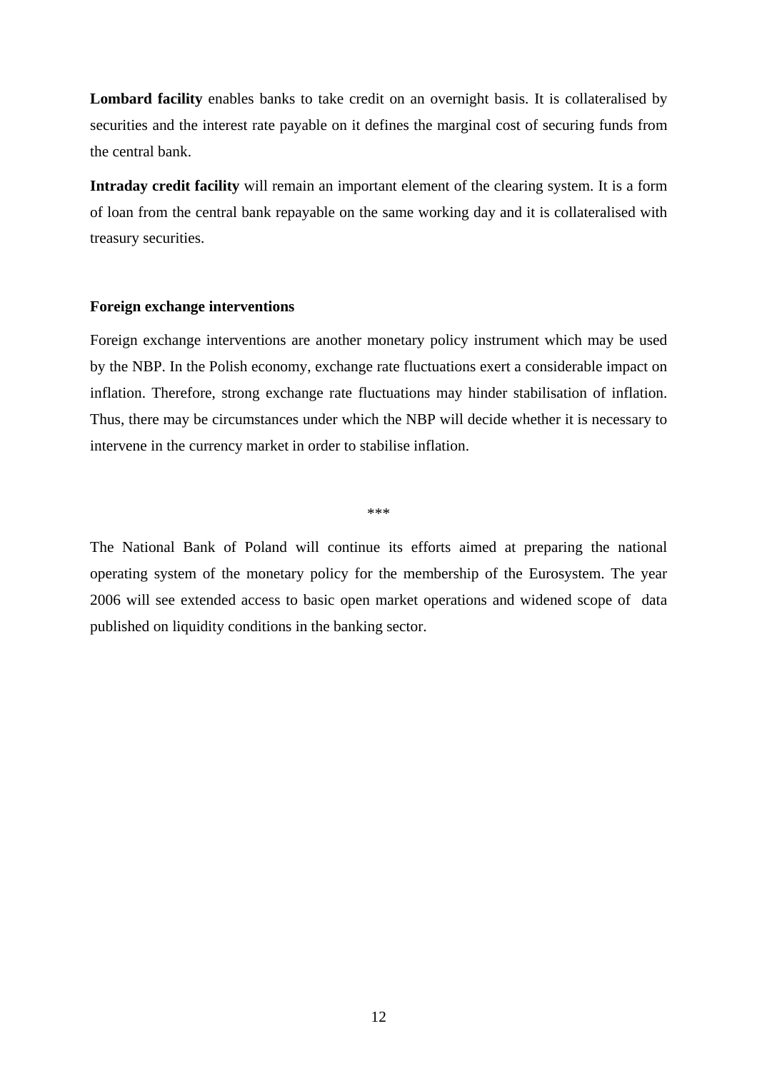**Lombard facility** enables banks to take credit on an overnight basis. It is collateralised by securities and the interest rate payable on it defines the marginal cost of securing funds from the central bank.

**Intraday credit facility** will remain an important element of the clearing system. It is a form of loan from the central bank repayable on the same working day and it is collateralised with treasury securities.

**Foreign exchange interventions**

Foreign exchange interventions are another monetary policy instrument which may be used by the NBP. In the Polish economy, exchange rate fluctuations exert a considerable impact on inflation. Therefore, strong exchange rate fluctuations may hinder stabilisation of inflation. Thus, there may be circumstances under which the NBP will decide whether it is necessary to intervene in the currency market in order to stabilise inflation.

***

The National Bank of Poland will continue its efforts aimed at preparing the national operating system of the monetary policy for the membership of the Eurosystem. The year 2006 will see extended access to basic open market operations and widened scope of data published on liquidity conditions in the banking sector.